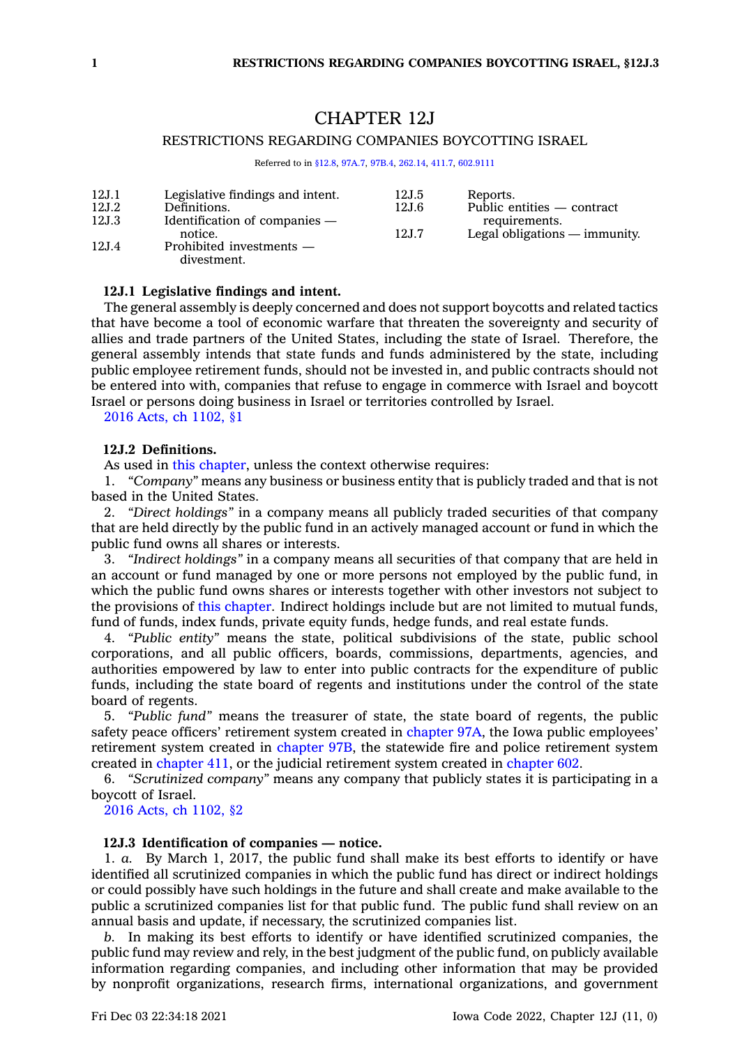# CHAPTER 12J

## RESTRICTIONS REGARDING COMPANIES BOYCOTTING ISRAEL

Referred to in §12.8, 97A.7, 97B.4, 262.14, 411.7, 602.9111

| | | | |
|---|---|---|---|
| 12J.1 | Legislative findings and intent. | 12J.5 | Reports. |
| 12J.2 | Definitions. | 12J.6 | Public entities — contract requirements. |
| 12J.3 | Identification of companies — notice. | 12J.7 | Legal obligations — immunity. |
| 12J.4 | Prohibited investments — divestment. | | |

**12J.1 Legislative findings and intent.**

The general assembly is deeply concerned and does not support boycotts and related tactics that have become a tool of economic warfare that threaten the sovereignty and security of allies and trade partners of the United States, including the state of Israel. Therefore, the general assembly intends that state funds and funds administered by the state, including public employee retirement funds, should not be invested in, and public contracts should not be entered into with, companies that refuse to engage in commerce with Israel and boycott Israel or persons doing business in Israel or territories controlled by Israel.

2016 Acts, ch 1102, §1

**12J.2 Definitions.**

As used in this chapter, unless the context otherwise requires:

1. *"Company"* means any business or business entity that is publicly traded and that is not based in the United States.

2. *"Direct holdings"* in a company means all publicly traded securities of that company that are held directly by the public fund in an actively managed account or fund in which the public fund owns all shares or interests.

3. *"Indirect holdings"* in a company means all securities of that company that are held in an account or fund managed by one or more persons not employed by the public fund, in which the public fund owns shares or interests together with other investors not subject to the provisions of this chapter. Indirect holdings include but are not limited to mutual funds, fund of funds, index funds, private equity funds, hedge funds, and real estate funds.

4. *"Public entity"* means the state, political subdivisions of the state, public school corporations, and all public officers, boards, commissions, departments, agencies, and authorities empowered by law to enter into public contracts for the expenditure of public funds, including the state board of regents and institutions under the control of the state board of regents.

5. *"Public fund"* means the treasurer of state, the state board of regents, the public safety peace officers' retirement system created in chapter 97A, the Iowa public employees' retirement system created in chapter 97B, the statewide fire and police retirement system created in chapter 411, or the judicial retirement system created in chapter 602.

6. *"Scrutinized company"* means any company that publicly states it is participating in a boycott of Israel.

2016 Acts, ch 1102, §2

**12J.3 Identification of companies — notice.**

1. *a.* By March 1, 2017, the public fund shall make its best efforts to identify or have identified all scrutinized companies in which the public fund has direct or indirect holdings or could possibly have such holdings in the future and shall create and make available to the public a scrutinized companies list for that public fund. The public fund shall review on an annual basis and update, if necessary, the scrutinized companies list.

*b.* In making its best efforts to identify or have identified scrutinized companies, the public fund may review and rely, in the best judgment of the public fund, on publicly available information regarding companies, and including other information that may be provided by nonprofit organizations, research firms, international organizations, and government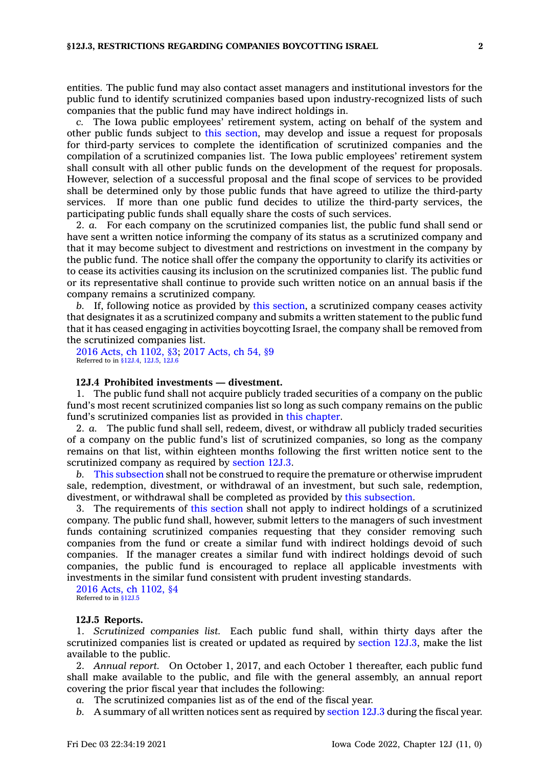entities. The public fund may also contact asset managers and institutional investors for the public fund to identify scrutinized companies based upon industry-recognized lists of such companies that the public fund may have indirect holdings in.

*c.* The Iowa public employees' retirement system, acting on behalf of the system and other public funds subject to this section, may develop and issue a request for proposals for third-party services to complete the identification of scrutinized companies and the compilation of a scrutinized companies list. The Iowa public employees' retirement system shall consult with all other public funds on the development of the request for proposals. However, selection of a successful proposal and the final scope of services to be provided shall be determined only by those public funds that have agreed to utilize the third-party services. If more than one public fund decides to utilize the third-party services, the participating public funds shall equally share the costs of such services.

2. *a.* For each company on the scrutinized companies list, the public fund shall send or have sent a written notice informing the company of its status as a scrutinized company and that it may become subject to divestment and restrictions on investment in the company by the public fund. The notice shall offer the company the opportunity to clarify its activities or to cease its activities causing its inclusion on the scrutinized companies list. The public fund or its representative shall continue to provide such written notice on an annual basis if the company remains a scrutinized company.

*b.* If, following notice as provided by this section, a scrutinized company ceases activity that designates it as a scrutinized company and submits a written statement to the public fund that it has ceased engaging in activities boycotting Israel, the company shall be removed from the scrutinized companies list.

2016 Acts, ch 1102, §3; 2017 Acts, ch 54, §9
Referred to in §12J.4, 12J.5, 12J.6

**12J.4 Prohibited investments — divestment.**

1. The public fund shall not acquire publicly traded securities of a company on the public fund's most recent scrutinized companies list so long as such company remains on the public fund's scrutinized companies list as provided in this chapter.

2. *a.* The public fund shall sell, redeem, divest, or withdraw all publicly traded securities of a company on the public fund's list of scrutinized companies, so long as the company remains on that list, within eighteen months following the first written notice sent to the scrutinized company as required by section 12J.3.

*b.* This subsection shall not be construed to require the premature or otherwise imprudent sale, redemption, divestment, or withdrawal of an investment, but such sale, redemption, divestment, or withdrawal shall be completed as provided by this subsection.

3. The requirements of this section shall not apply to indirect holdings of a scrutinized company. The public fund shall, however, submit letters to the managers of such investment funds containing scrutinized companies requesting that they consider removing such companies from the fund or create a similar fund with indirect holdings devoid of such companies. If the manager creates a similar fund with indirect holdings devoid of such companies, the public fund is encouraged to replace all applicable investments with investments in the similar fund consistent with prudent investing standards.

2016 Acts, ch 1102, §4
Referred to in §12J.5

**12J.5 Reports.**

1. *Scrutinized companies list.* Each public fund shall, within thirty days after the scrutinized companies list is created or updated as required by section 12J.3, make the list available to the public.

2. *Annual report.* On October 1, 2017, and each October 1 thereafter, each public fund shall make available to the public, and file with the general assembly, an annual report covering the prior fiscal year that includes the following:

*a.* The scrutinized companies list as of the end of the fiscal year.

*b.* A summary of all written notices sent as required by section 12J.3 during the fiscal year.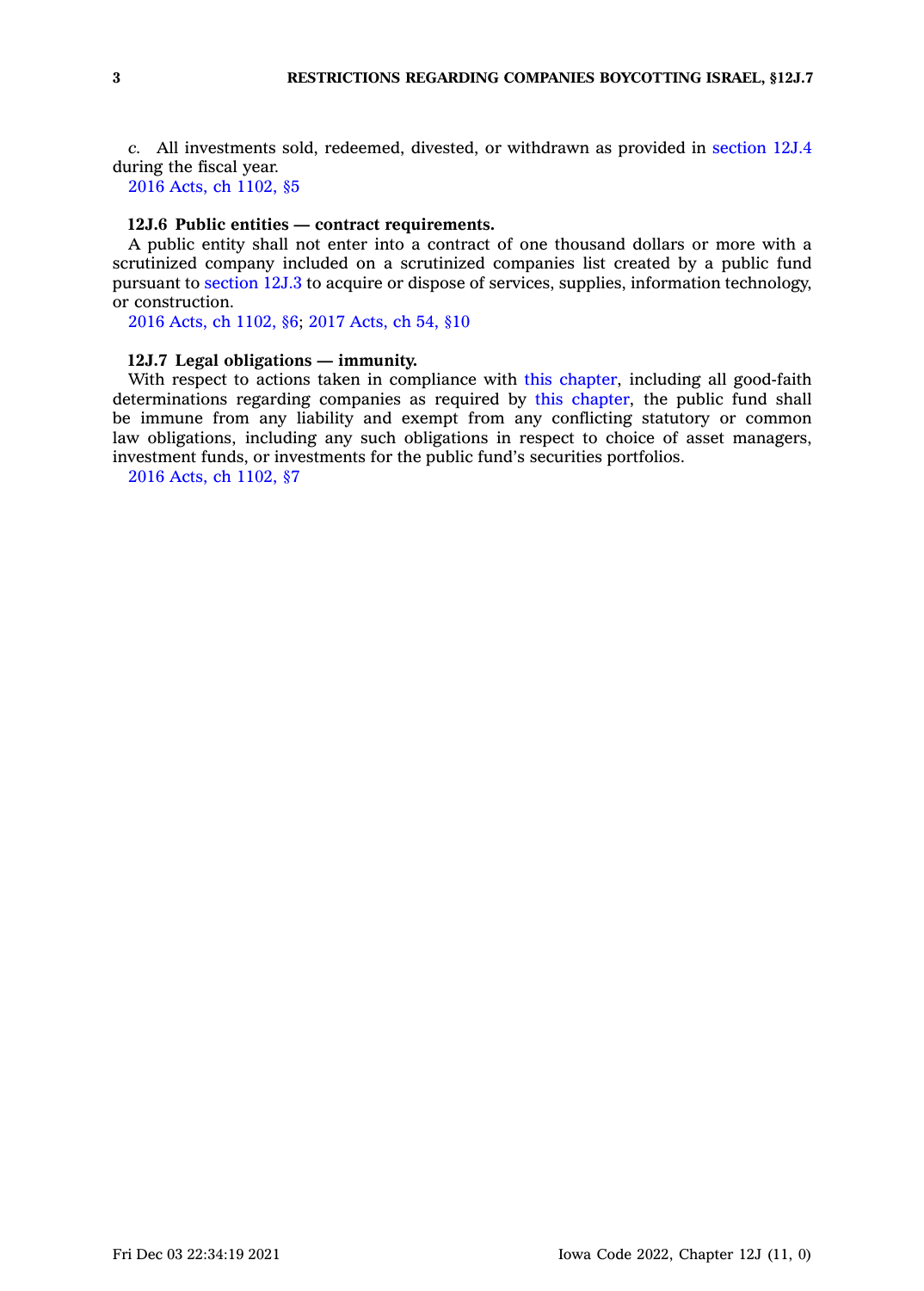*c.* All investments sold, redeemed, divested, or withdrawn as provided in section 12J.4 during the fiscal year.

2016 Acts, ch 1102, §5

**12J.6 Public entities — contract requirements.**

A public entity shall not enter into a contract of one thousand dollars or more with a scrutinized company included on a scrutinized companies list created by a public fund pursuant to section 12J.3 to acquire or dispose of services, supplies, information technology, or construction.

2016 Acts, ch 1102, §6; 2017 Acts, ch 54, §10

**12J.7 Legal obligations — immunity.**

With respect to actions taken in compliance with this chapter, including all good-faith determinations regarding companies as required by this chapter, the public fund shall be immune from any liability and exempt from any conflicting statutory or common law obligations, including any such obligations in respect to choice of asset managers, investment funds, or investments for the public fund's securities portfolios.

2016 Acts, ch 1102, §7